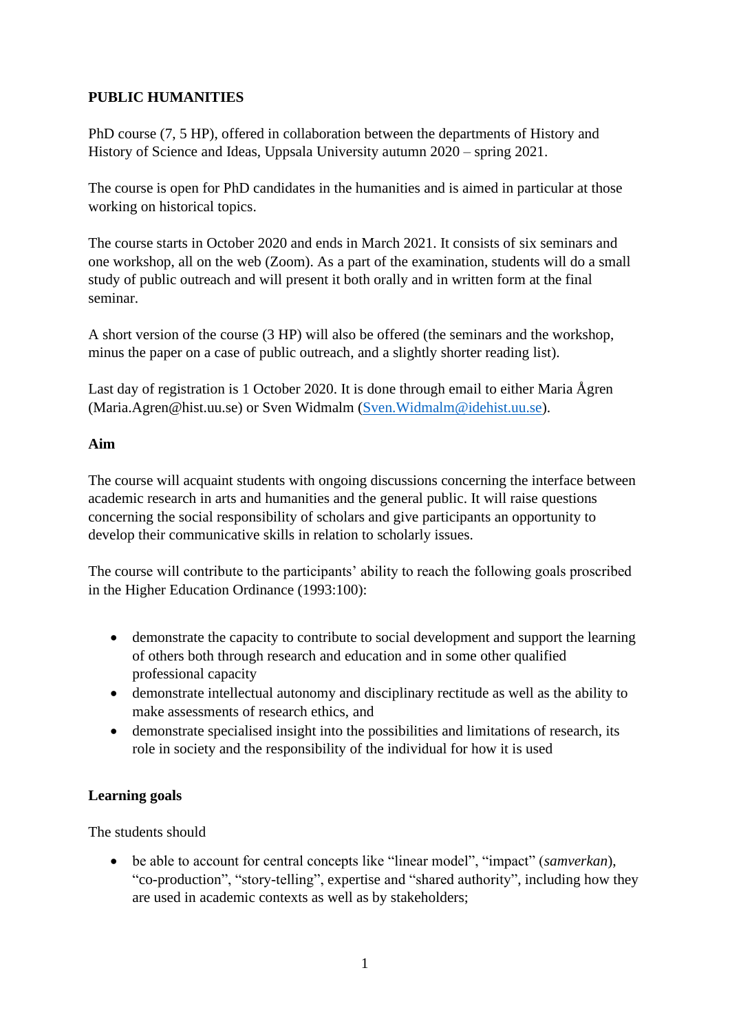**PUBLIC HUMANITIES**

PhD course (7, 5 HP), offered in collaboration between the departments of History and History of Science and Ideas, Uppsala University autumn 2020 – spring 2021.

The course is open for PhD candidates in the humanities and is aimed in particular at those working on historical topics.

The course starts in October 2020 and ends in March 2021. It consists of six seminars and one workshop, all on the web (Zoom). As a part of the examination, students will do a small study of public outreach and will present it both orally and in written form at the final seminar.

A short version of the course (3 HP) will also be offered (the seminars and the workshop, minus the paper on a case of public outreach, and a slightly shorter reading list).

Last day of registration is 1 October 2020. It is done through email to either Maria Ågren (Maria.Agren@hist.uu.se) or Sven Widmalm (Sven.Widmalm@idehist.uu.se).

**Aim**

The course will acquaint students with ongoing discussions concerning the interface between academic research in arts and humanities and the general public. It will raise questions concerning the social responsibility of scholars and give participants an opportunity to develop their communicative skills in relation to scholarly issues.

The course will contribute to the participants' ability to reach the following goals proscribed in the Higher Education Ordinance (1993:100):

- demonstrate the capacity to contribute to social development and support the learning of others both through research and education and in some other qualified professional capacity
- demonstrate intellectual autonomy and disciplinary rectitude as well as the ability to make assessments of research ethics, and
- demonstrate specialised insight into the possibilities and limitations of research, its role in society and the responsibility of the individual for how it is used

**Learning goals**

The students should

- be able to account for central concepts like "linear model", "impact" (*samverkan*), "co-production", "story-telling", expertise and "shared authority", including how they are used in academic contexts as well as by stakeholders;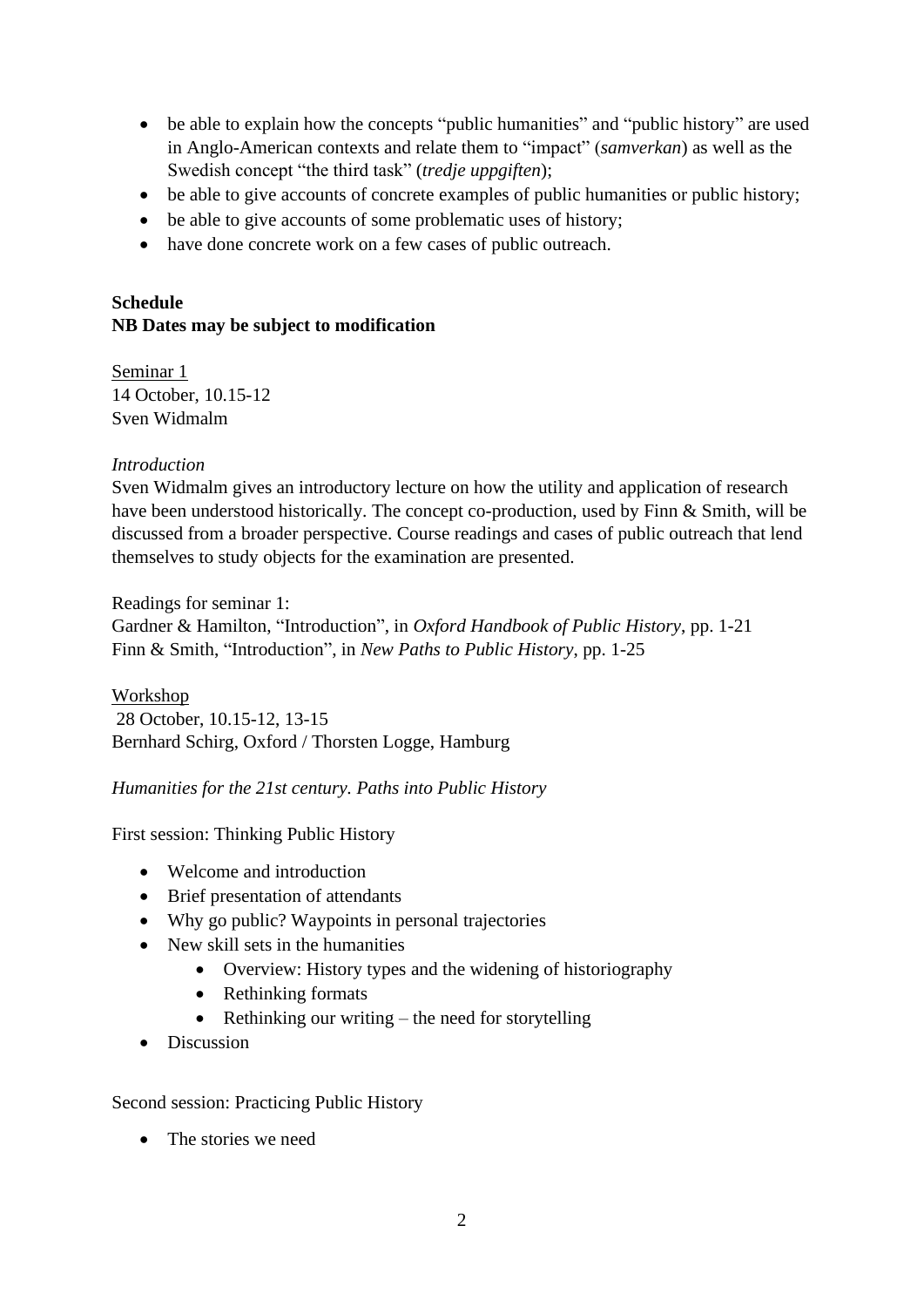- be able to explain how the concepts "public humanities" and "public history" are used in Anglo-American contexts and relate them to "impact" (*samverkan*) as well as the Swedish concept "the third task" (*tredje uppgiften*);
- be able to give accounts of concrete examples of public humanities or public history;
- be able to give accounts of some problematic uses of history;
- have done concrete work on a few cases of public outreach.

**Schedule**
**NB Dates may be subject to modification**

<u>Seminar 1</u>
14 October, 10.15-12
Sven Widmalm

*Introduction*
Sven Widmalm gives an introductory lecture on how the utility and application of research have been understood historically. The concept co-production, used by Finn & Smith, will be discussed from a broader perspective. Course readings and cases of public outreach that lend themselves to study objects for the examination are presented.

Readings for seminar 1:
Gardner & Hamilton, "Introduction", in *Oxford Handbook of Public History*, pp. 1-21
Finn & Smith, "Introduction", in *New Paths to Public History*, pp. 1-25

<u>Workshop</u>
28 October, 10.15-12, 13-15
Bernhard Schirg, Oxford / Thorsten Logge, Hamburg

*Humanities for the 21st century. Paths into Public History*

First session: Thinking Public History

- Welcome and introduction
- Brief presentation of attendants
- Why go public? Waypoints in personal trajectories
- New skill sets in the humanities
    - Overview: History types and the widening of historiography
    - Rethinking formats
    - Rethinking our writing – the need for storytelling
- Discussion

Second session: Practicing Public History

- The stories we need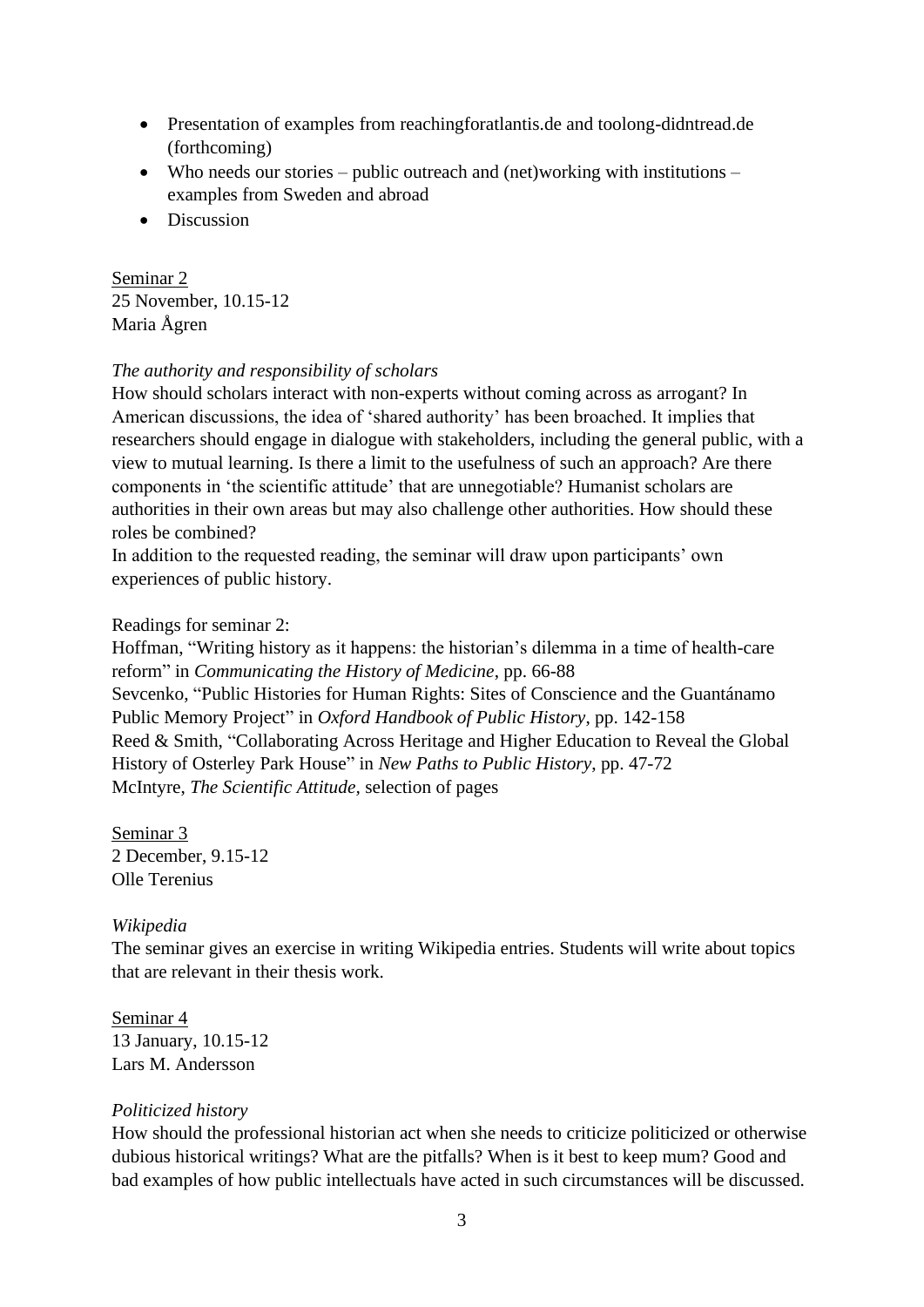- Presentation of examples from reachingforatlantis.de and toolong-didntread.de (forthcoming)
- Who needs our stories – public outreach and (net)working with institutions – examples from Sweden and abroad
- Discussion

<u>Seminar 2</u>
25 November, 10.15-12
Maria Ågren

*The authority and responsibility of scholars*
How should scholars interact with non-experts without coming across as arrogant? In American discussions, the idea of 'shared authority' has been broached. It implies that researchers should engage in dialogue with stakeholders, including the general public, with a view to mutual learning. Is there a limit to the usefulness of such an approach? Are there components in 'the scientific attitude' that are unnegotiable? Humanist scholars are authorities in their own areas but may also challenge other authorities. How should these roles be combined?
In addition to the requested reading, the seminar will draw upon participants' own experiences of public history.

Readings for seminar 2:
Hoffman, "Writing history as it happens: the historian's dilemma in a time of health-care reform" in *Communicating the History of Medicine*, pp. 66-88
Sevcenko, "Public Histories for Human Rights: Sites of Conscience and the Guantánamo Public Memory Project" in *Oxford Handbook of Public History*, pp. 142-158
Reed & Smith, "Collaborating Across Heritage and Higher Education to Reveal the Global History of Osterley Park House" in *New Paths to Public History*, pp. 47-72
McIntyre, *The Scientific Attitude*, selection of pages

<u>Seminar 3</u>
2 December, 9.15-12
Olle Terenius

*Wikipedia*
The seminar gives an exercise in writing Wikipedia entries. Students will write about topics that are relevant in their thesis work.

<u>Seminar 4</u>
13 January, 10.15-12
Lars M. Andersson

*Politicized history*
How should the professional historian act when she needs to criticize politicized or otherwise dubious historical writings? What are the pitfalls? When is it best to keep mum? Good and bad examples of how public intellectuals have acted in such circumstances will be discussed.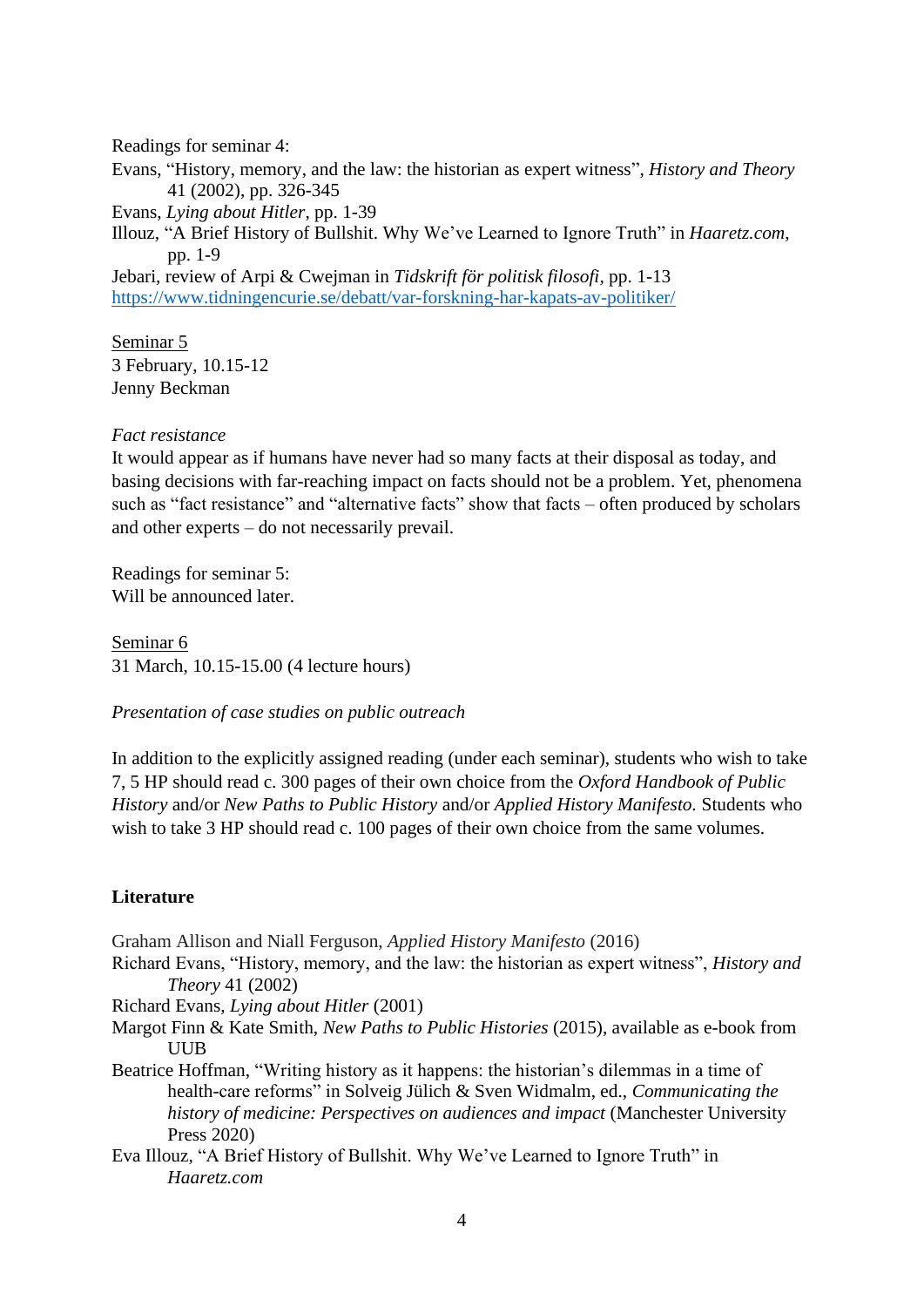Readings for seminar 4:

Evans, "History, memory, and the law: the historian as expert witness", *History and Theory* 41 (2002), pp. 326-345

Evans, *Lying about Hitler*, pp. 1-39

Illouz, "A Brief History of Bullshit. Why We've Learned to Ignore Truth" in *Haaretz.com*, pp. 1-9

Jebari, review of Arpi & Cwejman in *Tidskrift för politisk filosofi*, pp. 1-13

https://www.tidningencurie.se/debatt/var-forskning-har-kapats-av-politiker/

Seminar 5

3 February, 10.15-12

Jenny Beckman

*Fact resistance*

It would appear as if humans have never had so many facts at their disposal as today, and basing decisions with far-reaching impact on facts should not be a problem. Yet, phenomena such as "fact resistance" and "alternative facts" show that facts – often produced by scholars and other experts – do not necessarily prevail.

Readings for seminar 5:

Will be announced later.

Seminar 6

31 March, 10.15-15.00 (4 lecture hours)

*Presentation of case studies on public outreach*

In addition to the explicitly assigned reading (under each seminar), students who wish to take 7, 5 HP should read c. 300 pages of their own choice from the *Oxford Handbook of Public History* and/or *New Paths to Public History* and/or *Applied History Manifesto.* Students who wish to take 3 HP should read c. 100 pages of their own choice from the same volumes.

**Literature**

Graham Allison and Niall Ferguson, *Applied History Manifesto* (2016)

Richard Evans, "History, memory, and the law: the historian as expert witness", *History and Theory* 41 (2002)

Richard Evans, *Lying about Hitler* (2001)

Margot Finn & Kate Smith, *New Paths to Public Histories* (2015), available as e-book from UUB

Beatrice Hoffman, "Writing history as it happens: the historian's dilemmas in a time of health-care reforms" in Solveig Jülich & Sven Widmalm, ed., *Communicating the history of medicine: Perspectives on audiences and impact* (Manchester University Press 2020)

Eva Illouz, "A Brief History of Bullshit. Why We've Learned to Ignore Truth" in *Haaretz.com*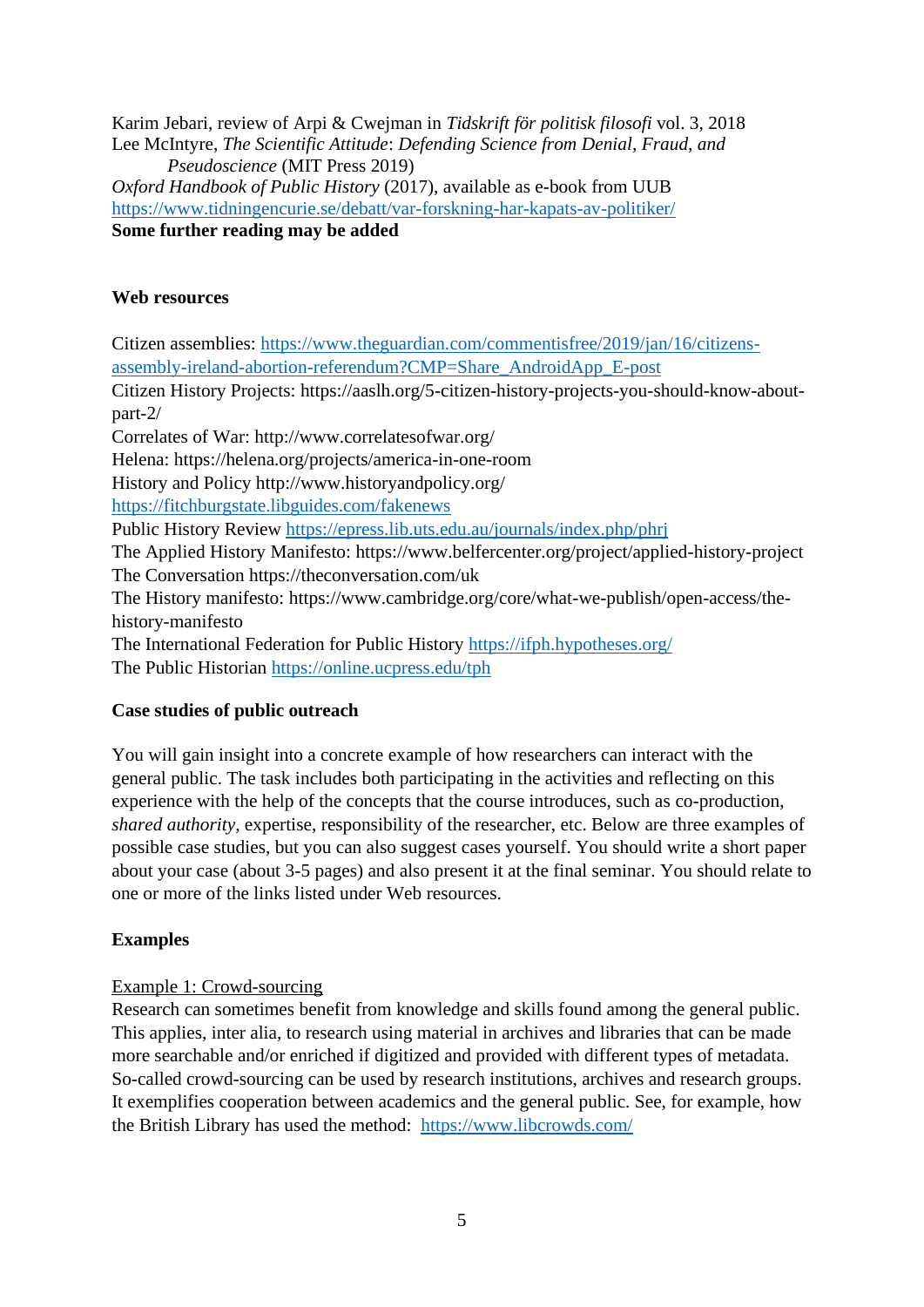Karim Jebari, review of Arpi & Cwejman in *Tidskrift för politisk filosofi* vol. 3, 2018

Lee McIntyre, *The Scientific Attitude*: *Defending Science from Denial, Fraud, and Pseudoscience* (MIT Press 2019)

*Oxford Handbook of Public History* (2017), available as e-book from UUB

https://www.tidningencurie.se/debatt/var-forskning-har-kapats-av-politiker/

**Some further reading may be added**

**Web resources**

Citizen assemblies: https://www.theguardian.com/commentisfree/2019/jan/16/citizens-assembly-ireland-abortion-referendum?CMP=Share_AndroidApp_E-post

Citizen History Projects: https://aaslh.org/5-citizen-history-projects-you-should-know-about-part-2/

Correlates of War: http://www.correlatesofwar.org/

Helena: https://helena.org/projects/america-in-one-room

History and Policy http://www.historyandpolicy.org/

https://fitchburgstate.libguides.com/fakenews

Public History Review https://epress.lib.uts.edu.au/journals/index.php/phrj

The Applied History Manifesto: https://www.belfercenter.org/project/applied-history-project

The Conversation https://theconversation.com/uk

The History manifesto: https://www.cambridge.org/core/what-we-publish/open-access/the-history-manifesto

The International Federation for Public History https://ifph.hypotheses.org/

The Public Historian https://online.ucpress.edu/tph

**Case studies of public outreach**

You will gain insight into a concrete example of how researchers can interact with the general public. The task includes both participating in the activities and reflecting on this experience with the help of the concepts that the course introduces, such as co-production, *shared authority*, expertise, responsibility of the researcher, etc. Below are three examples of possible case studies, but you can also suggest cases yourself. You should write a short paper about your case (about 3-5 pages) and also present it at the final seminar. You should relate to one or more of the links listed under Web resources.

**Examples**

Example 1: Crowd-sourcing

Research can sometimes benefit from knowledge and skills found among the general public. This applies, inter alia, to research using material in archives and libraries that can be made more searchable and/or enriched if digitized and provided with different types of metadata. So-called crowd-sourcing can be used by research institutions, archives and research groups. It exemplifies cooperation between academics and the general public. See, for example, how the British Library has used the method: https://www.libcrowds.com/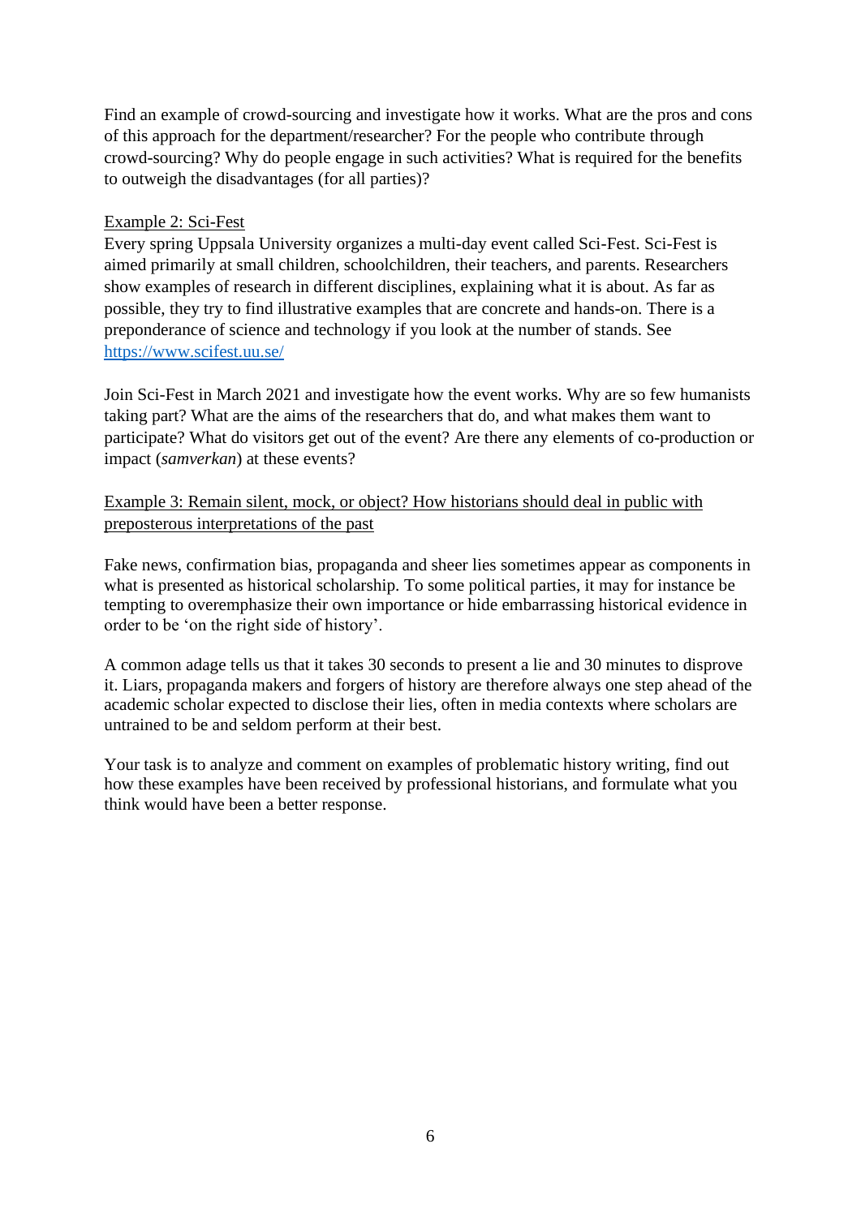Find an example of crowd-sourcing and investigate how it works. What are the pros and cons of this approach for the department/researcher? For the people who contribute through crowd-sourcing? Why do people engage in such activities? What is required for the benefits to outweigh the disadvantages (for all parties)?

<u>Example 2: Sci-Fest</u>

Every spring Uppsala University organizes a multi-day event called Sci-Fest. Sci-Fest is aimed primarily at small children, schoolchildren, their teachers, and parents. Researchers show examples of research in different disciplines, explaining what it is about. As far as possible, they try to find illustrative examples that are concrete and hands-on. There is a preponderance of science and technology if you look at the number of stands. See [https://www.scifest.uu.se/](https://www.scifest.uu.se/)

Join Sci-Fest in March 2021 and investigate how the event works. Why are so few humanists taking part? What are the aims of the researchers that do, and what makes them want to participate? What do visitors get out of the event? Are there any elements of co-production or impact (*samverkan*) at these events?

<u>Example 3: Remain silent, mock, or object? How historians should deal in public with preposterous interpretations of the past</u>

Fake news, confirmation bias, propaganda and sheer lies sometimes appear as components in what is presented as historical scholarship. To some political parties, it may for instance be tempting to overemphasize their own importance or hide embarrassing historical evidence in order to be 'on the right side of history'.

A common adage tells us that it takes 30 seconds to present a lie and 30 minutes to disprove it. Liars, propaganda makers and forgers of history are therefore always one step ahead of the academic scholar expected to disclose their lies, often in media contexts where scholars are untrained to be and seldom perform at their best.

Your task is to analyze and comment on examples of problematic history writing, find out how these examples have been received by professional historians, and formulate what you think would have been a better response.